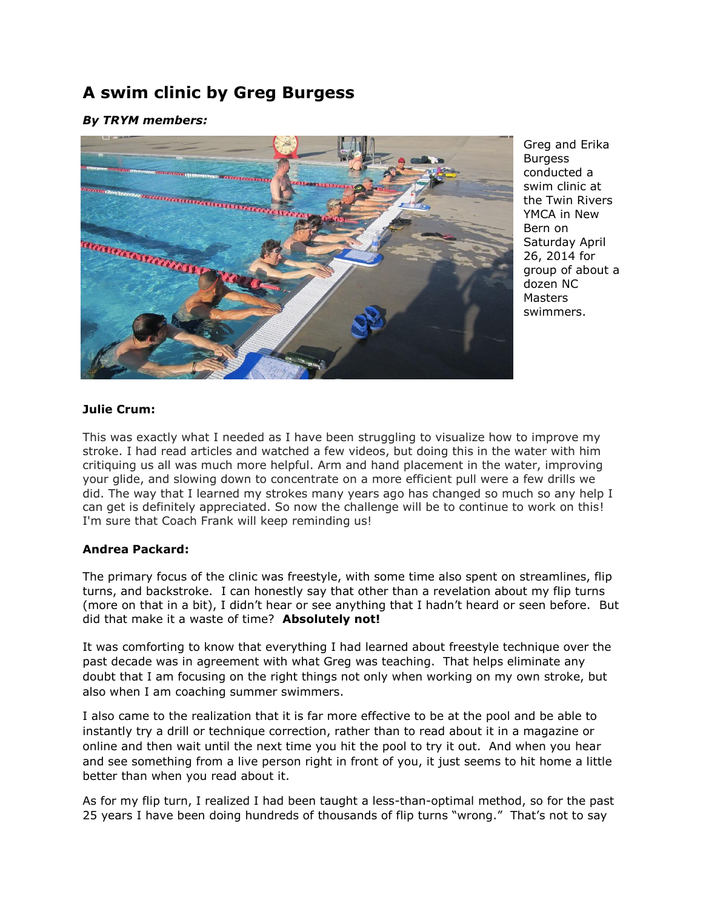# A swim clinic by Greg Burgess

***By TRYM members:***

Greg and Erika Burgess conducted a swim clinic at the Twin Rivers YMCA in New Bern on Saturday April 26, 2014 for group of about a dozen NC Masters swimmers.

**Julie Crum:**

This was exactly what I needed as I have been struggling to visualize how to improve my stroke. I had read articles and watched a few videos, but doing this in the water with him critiquing us all was much more helpful. Arm and hand placement in the water, improving your glide, and slowing down to concentrate on a more efficient pull were a few drills we did. The way that I learned my strokes many years ago has changed so much so any help I can get is definitely appreciated. So now the challenge will be to continue to work on this! I'm sure that Coach Frank will keep reminding us!

**Andrea Packard:**

The primary focus of the clinic was freestyle, with some time also spent on streamlines, flip turns, and backstroke. I can honestly say that other than a revelation about my flip turns (more on that in a bit), I didn't hear or see anything that I hadn't heard or seen before. But did that make it a waste of time? **Absolutely not!**

It was comforting to know that everything I had learned about freestyle technique over the past decade was in agreement with what Greg was teaching. That helps eliminate any doubt that I am focusing on the right things not only when working on my own stroke, but also when I am coaching summer swimmers.

I also came to the realization that it is far more effective to be at the pool and be able to instantly try a drill or technique correction, rather than to read about it in a magazine or online and then wait until the next time you hit the pool to try it out. And when you hear and see something from a live person right in front of you, it just seems to hit home a little better than when you read about it.

As for my flip turn, I realized I had been taught a less-than-optimal method, so for the past 25 years I have been doing hundreds of thousands of flip turns "wrong." That's not to say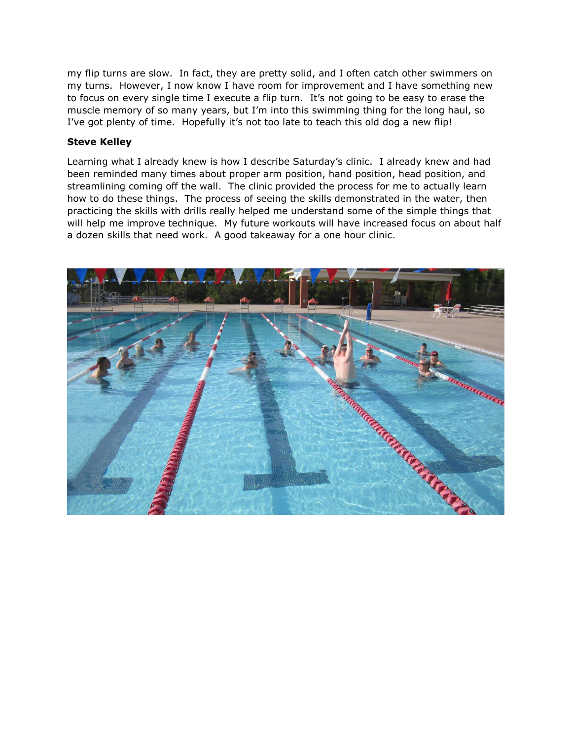my flip turns are slow. In fact, they are pretty solid, and I often catch other swimmers on my turns. However, I now know I have room for improvement and I have something new to focus on every single time I execute a flip turn. It's not going to be easy to erase the muscle memory of so many years, but I'm into this swimming thing for the long haul, so I've got plenty of time. Hopefully it's not too late to teach this old dog a new flip!

**Steve Kelley**

Learning what I already knew is how I describe Saturday's clinic. I already knew and had been reminded many times about proper arm position, hand position, head position, and streamlining coming off the wall. The clinic provided the process for me to actually learn how to do these things. The process of seeing the skills demonstrated in the water, then practicing the skills with drills really helped me understand some of the simple things that will help me improve technique. My future workouts will have increased focus on about half a dozen skills that need work. A good takeaway for a one hour clinic.